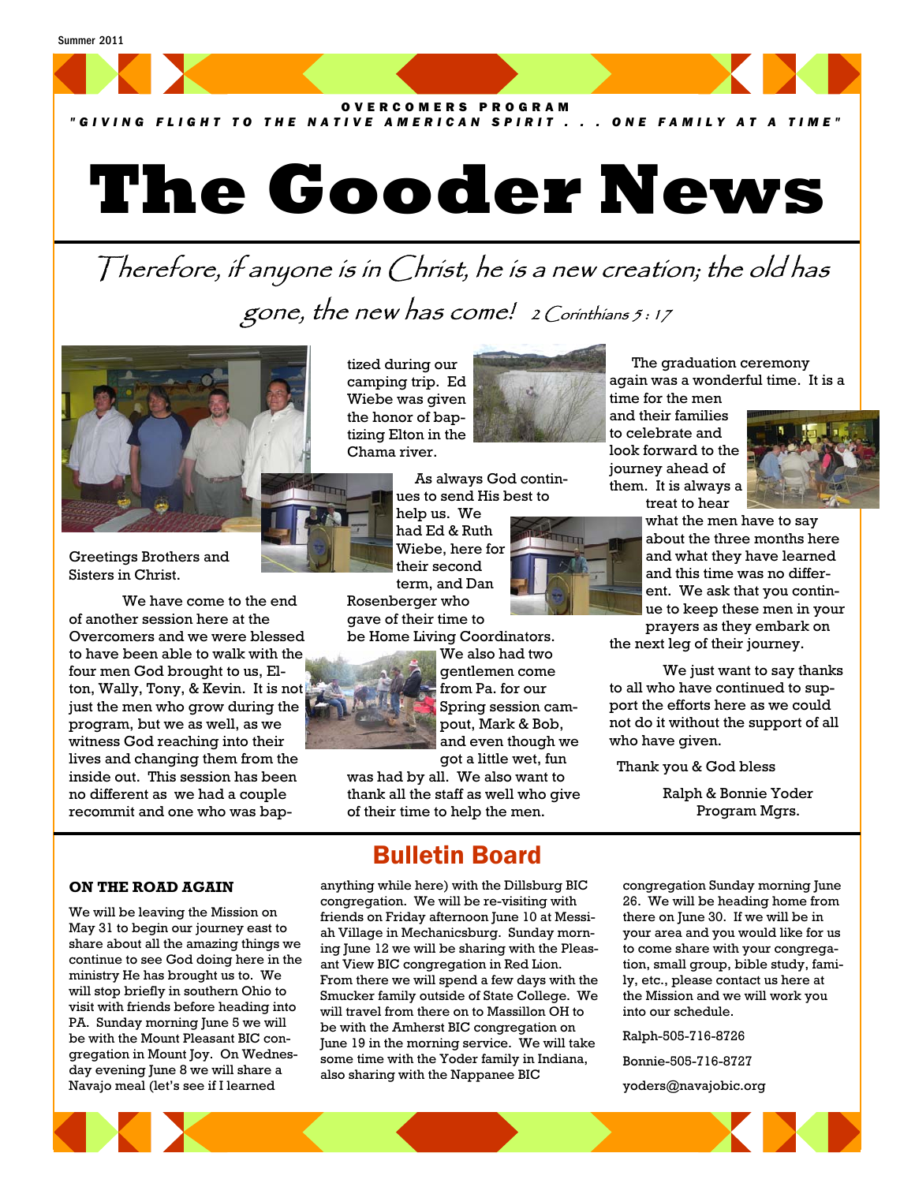Summer 2011

OVERCOMERS PROGRAM

*"GIVING FLIGHT TO THE NATIVE AMERICAN SPIRIT . . . ONE FAMILY AT A TIME"*

# The Gooder News

*Therefore, if anyone is in Christ, he is a new creation; the old has gone, the new has come! 2 Corinthians 5 : 17*

Greetings Brothers and Sisters in Christ.

We have come to the end of another session here at the Overcomers and we were blessed to have been able to walk with the four men God brought to us, Elton, Wally, Tony, & Kevin. It is not just the men who grow during the program, but we as well, as we witness God reaching into their lives and changing them from the inside out. This session has been no different as we had a couple recommit and one who was baptized during our camping trip. Ed Wiebe was given the honor of baptizing Elton in the Chama river.

As always God continues to send His best to help us. We had Ed & Ruth Wiebe, here for their second term, and Dan Rosenberger who gave of their time to be Home Living Coordinators. We also had two gentlemen come from Pa. for our Spring session campout, Mark & Bob, and even though we got a little wet, fun was had by all. We also want to thank all the staff as well who give of their time to help the men.

The graduation ceremony again was a wonderful time. It is a time for the men and their families to celebrate and look forward to the journey ahead of them. It is always a treat to hear what the men have to say about the three months here and what they have learned and this time was no different. We ask that you continue to keep these men in your prayers as they embark on the next leg of their journey.

We just want to say thanks to all who have continued to support the efforts here as we could not do it without the support of all who have given.

Thank you & God bless

Ralph & Bonnie Yoder
Program Mgrs.

## Bulletin Board

### ON THE ROAD AGAIN

We will be leaving the Mission on May 31 to begin our journey east to share about all the amazing things we continue to see God doing here in the ministry He has brought us to. We will stop briefly in southern Ohio to visit with friends before heading into PA. Sunday morning June 5 we will be with the Mount Pleasant BIC congregation in Mount Joy. On Wednesday evening June 8 we will share a Navajo meal (let's see if I learned anything while here) with the Dillsburg BIC congregation. We will be re-visiting with friends on Friday afternoon June 10 at Messiah Village in Mechanicsburg. Sunday morning June 12 we will be sharing with the Pleasant View BIC congregation in Red Lion. From there we will spend a few days with the Smucker family outside of State College. We will travel from there on to Massillon OH to be with the Amherst BIC congregation on June 19 in the morning service. We will take some time with the Yoder family in Indiana, also sharing with the Nappanee BIC congregation Sunday morning June 26. We will be heading home from there on June 30. If we will be in your area and you would like for us to come share with your congregation, small group, bible study, family, etc., please contact us here at the Mission and we will work you into our schedule.

Ralph-505-716-8726

Bonnie-505-716-8727

yoders@navajobic.org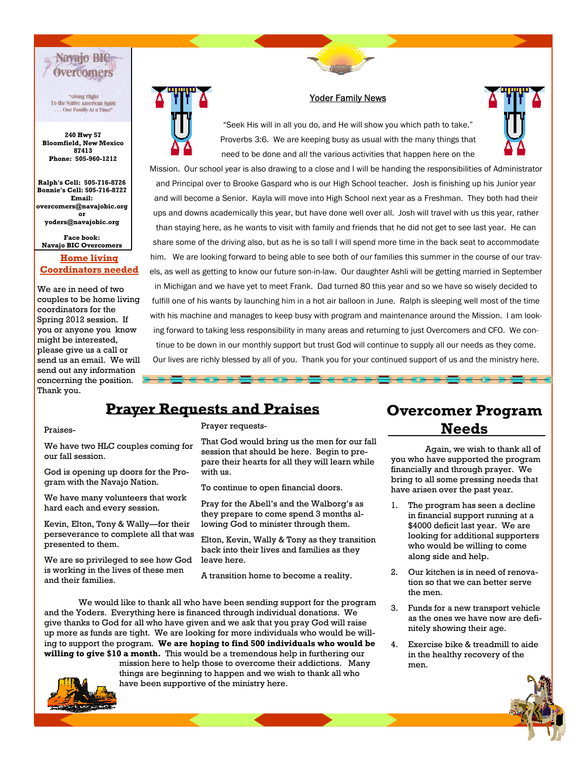Navajo BIC Overcomers

"Giving Flight To the Native American Spirit . . . One Family At a Time"

**240 Hwy 57**
**Bloomfield, New Mexico 87413**
**Phone: 505-960-1212**

**Ralph's Cell: 505-716-8726**
**Bonnie's Cell: 505-716-8727**
**Email:**
**overcomers@navajobic.org**
**or**
**yoders@navajobic.org**

**Face book:**
**Navajo BIC Overcomers**

## Home living Coordinators needed

We are in need of two couples to be home living coordinators for the Spring 2012 session. If you or anyone you know might be interested, please give us a call or send us an email. We will send out any information concerning the position. Thank you.

## Yoder Family News

"Seek His will in all you do, and He will show you which path to take." Proverbs 3:6. We are keeping busy as usual with the many things that need to be done and all the various activities that happen here on the Mission. Our school year is also drawing to a close and I will be handing the responsibilities of Administrator and Principal over to Brooke Gaspard who is our High School teacher. Josh is finishing up his Junior year and will become a Senior. Kayla will move into High School next year as a Freshman. They both had their ups and downs academically this year, but have done well over all. Josh will travel with us this year, rather than staying here, as he wants to visit with family and friends that he did not get to see last year. He can share some of the driving also, but as he is so tall I will spend more time in the back seat to accommodate him. We are looking forward to being able to see both of our families this summer in the course of our travels, as well as getting to know our future son-in-law. Our daughter Ashli will be getting married in September in Michigan and we have yet to meet Frank. Dad turned 80 this year and so we have so wisely decided to fulfill one of his wants by launching him in a hot air balloon in June. Ralph is sleeping well most of the time with his machine and manages to keep busy with program and maintenance around the Mission. I am looking forward to taking less responsibility in many areas and returning to just Overcomers and CFO. We continue to be down in our monthly support but trust God will continue to supply all our needs as they come. Our lives are richly blessed by all of you. Thank you for your continued support of us and the ministry here.

## Prayer Requests and Praises

Praises-

We have two HLC couples coming for our fall session.

God is opening up doors for the Program with the Navajo Nation.

We have many volunteers that work hard each and every session.

Kevin, Elton, Tony & Wally—for their perseverance to complete all that was presented to them.

We are so privileged to see how God is working in the lives of these men and their families.

Prayer requests-

That God would bring us the men for our fall session that should be here. Begin to prepare their hearts for all they will learn while with us.

To continue to open financial doors.

Pray for the Abell's and the Walborg's as they prepare to come spend 3 months allowing God to minister through them.

Elton, Kevin, Wally & Tony as they transition back into their lives and families as they leave here.

A transition home to become a reality.

We would like to thank all who have been sending support for the program and the Yoders. Everything here is financed through individual donations. We give thanks to God for all who have given and we ask that you pray God will raise up more as funds are tight. We are looking for more individuals who would be willing to support the program. **We are hoping to find 500 individuals who would be willing to give $10 a month.** This would be a tremendous help in furthering our mission here to help those to overcome their addictions. Many things are beginning to happen and we wish to thank all who have been supportive of the ministry here.

## Overcomer Program Needs

Again, we wish to thank all of you who have supported the program financially and through prayer. We bring to all some pressing needs that have arisen over the past year.

1. The program has seen a decline in financial support running at a $4000 deficit last year. We are looking for additional supporters who would be willing to come along side and help.
2. Our kitchen is in need of renovation so that we can better serve the men.
3. Funds for a new transport vehicle as the ones we have now are definitely showing their age.
4. Exercise bike & treadmill to aide in the healthy recovery of the men.